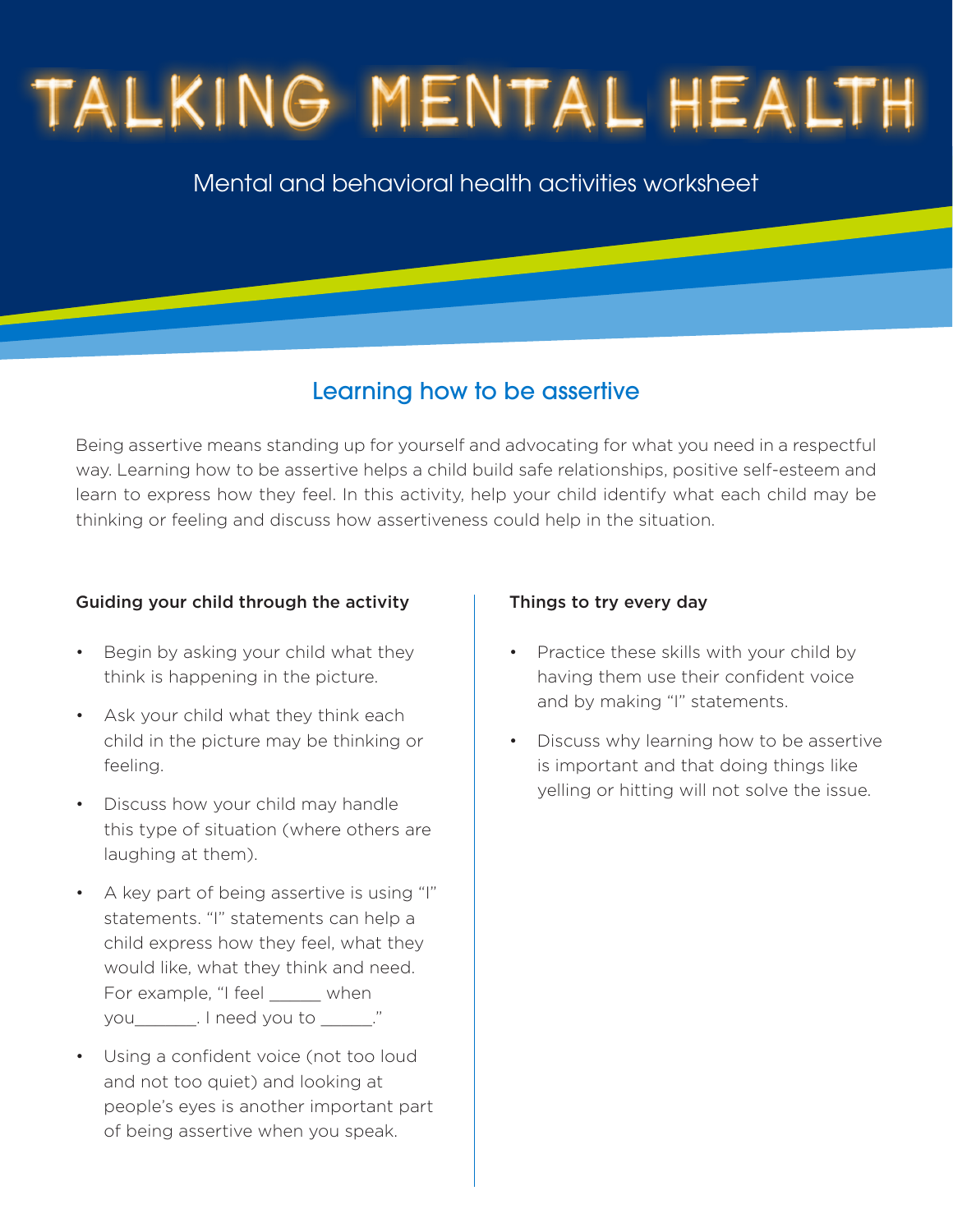# TALKING MENTAL HEALTH

Mental and behavioral health activities worksheet

## Learning how to be assertive

Being assertive means standing up for yourself and advocating for what you need in a respectful way. Learning how to be assertive helps a child build safe relationships, positive self-esteem and learn to express how they feel. In this activity, help your child identify what each child may be thinking or feeling and discuss how assertiveness could help in the situation.

### Guiding your child through the activity

- Begin by asking your child what they think is happening in the picture.
- Ask your child what they think each child in the picture may be thinking or feeling.
- Discuss how your child may handle this type of situation (where others are laughing at them).
- A key part of being assertive is using "I" statements. "I" statements can help a child express how they feel, what they would like, what they think and need. For example, "I feel _____ when you_______. I need you to ______."
- Using a confident voice (not too loud and not too quiet) and looking at people's eyes is another important part of being assertive when you speak.

### Things to try every day

- Practice these skills with your child by having them use their confident voice and by making "I" statements.
- Discuss why learning how to be assertive is important and that doing things like yelling or hitting will not solve the issue.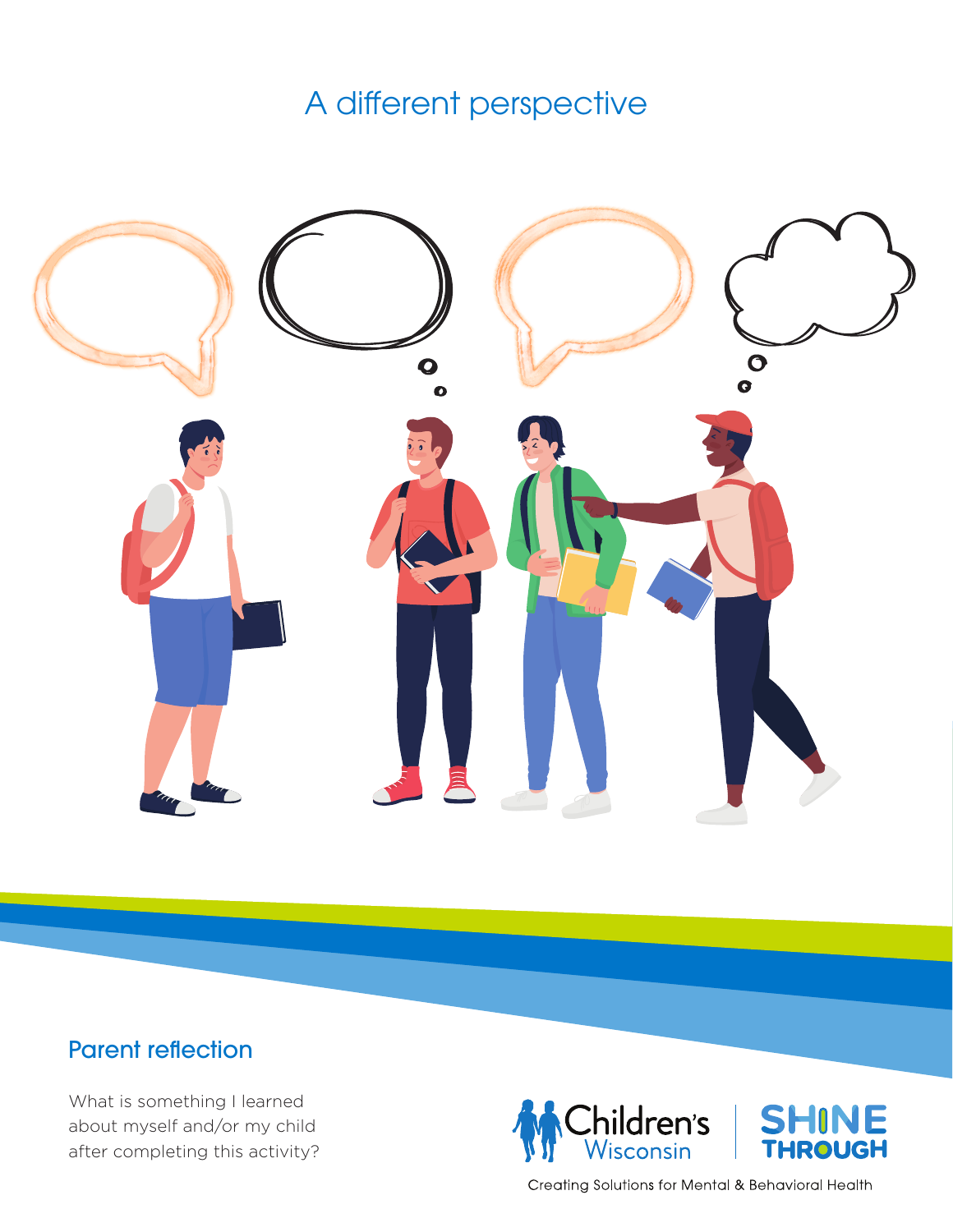# A different perspective

## Parent reflection

What is something I learned about myself and/or my child after completing this activity?

Children's Wisconsin | SHINE THROUGH

Creating Solutions for Mental & Behavioral Health